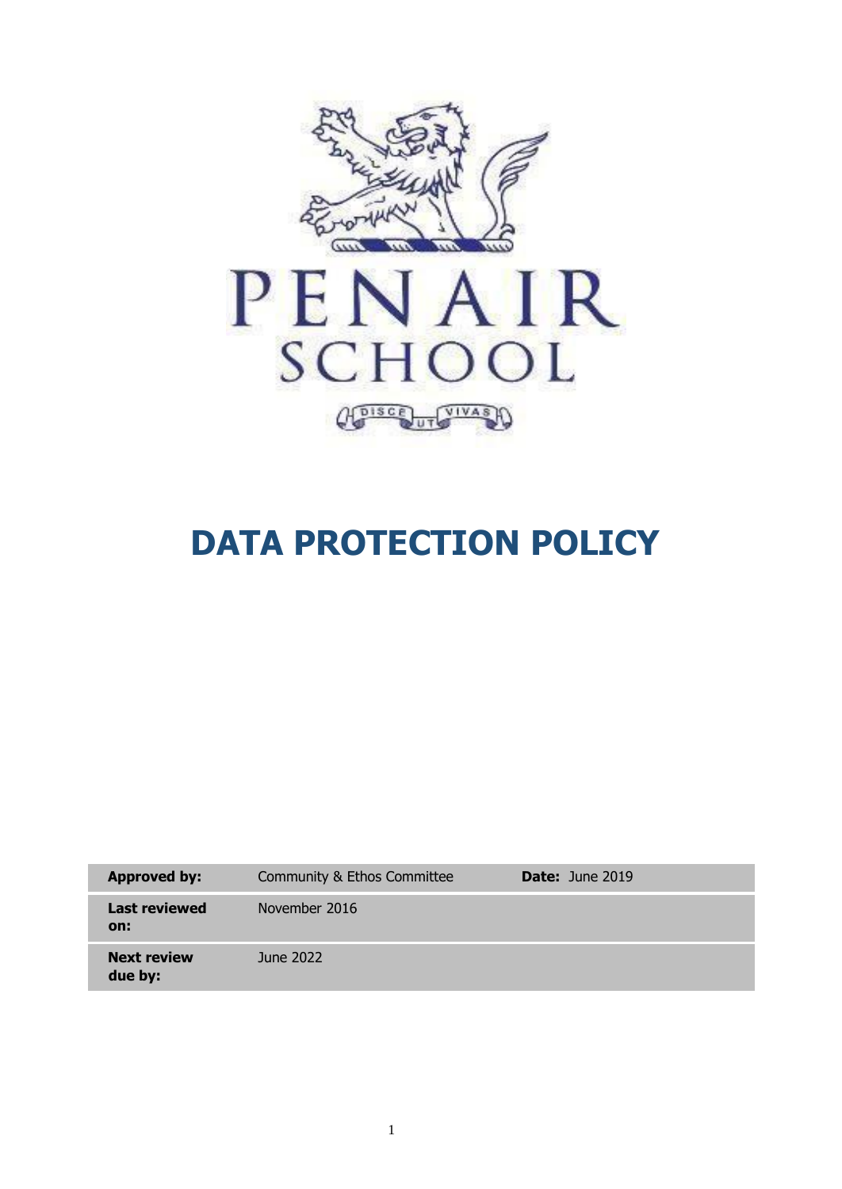PENAIR SCHOOL

DISCE UT VIVAS

# DATA PROTECTION POLICY

| **Approved by:** | Community & Ethos Committee | **Date:** June 2019 |
|---|---|---|
| **Last reviewed on:** | November 2016 | |
| **Next review due by:** | June 2022 | |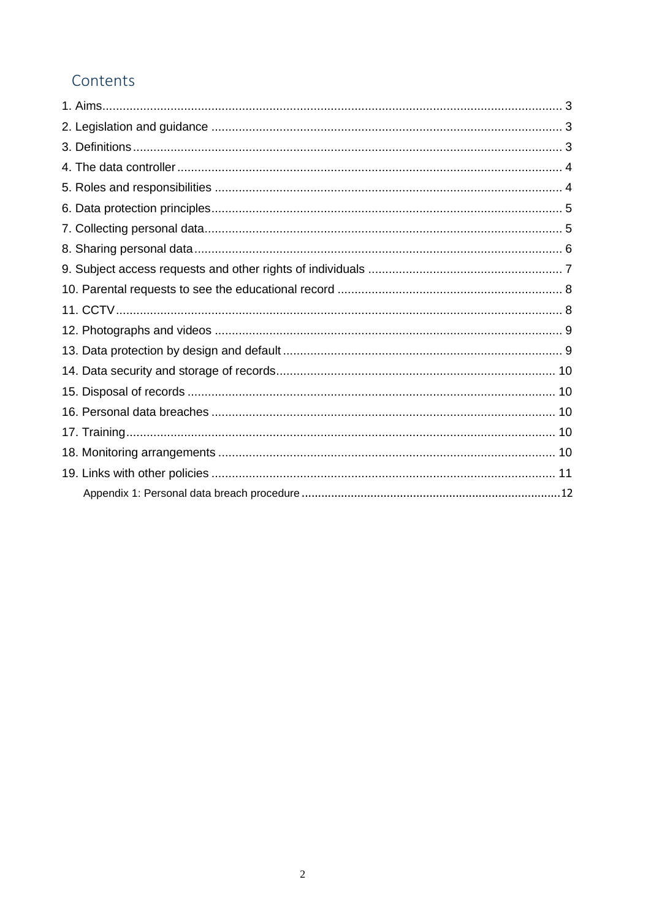# Contents

1. Aims ........................................................ 3
2. Legislation and guidance ........................................................ 3
3. Definitions ........................................................ 3
4. The data controller ........................................................ 4
5. Roles and responsibilities ........................................................ 4
6. Data protection principles ........................................................ 5
7. Collecting personal data ........................................................ 5
8. Sharing personal data ........................................................ 6
9. Subject access requests and other rights of individuals ........................................................ 7
10. Parental requests to see the educational record ........................................................ 8
11. CCTV ........................................................ 8
12. Photographs and videos ........................................................ 9
13. Data protection by design and default ........................................................ 9
14. Data security and storage of records ........................................................ 10
15. Disposal of records ........................................................ 10
16. Personal data breaches ........................................................ 10
17. Training ........................................................ 10
18. Monitoring arrangements ........................................................ 10
19. Links with other policies ........................................................ 11

Appendix 1: Personal data breach procedure ........................................................ 12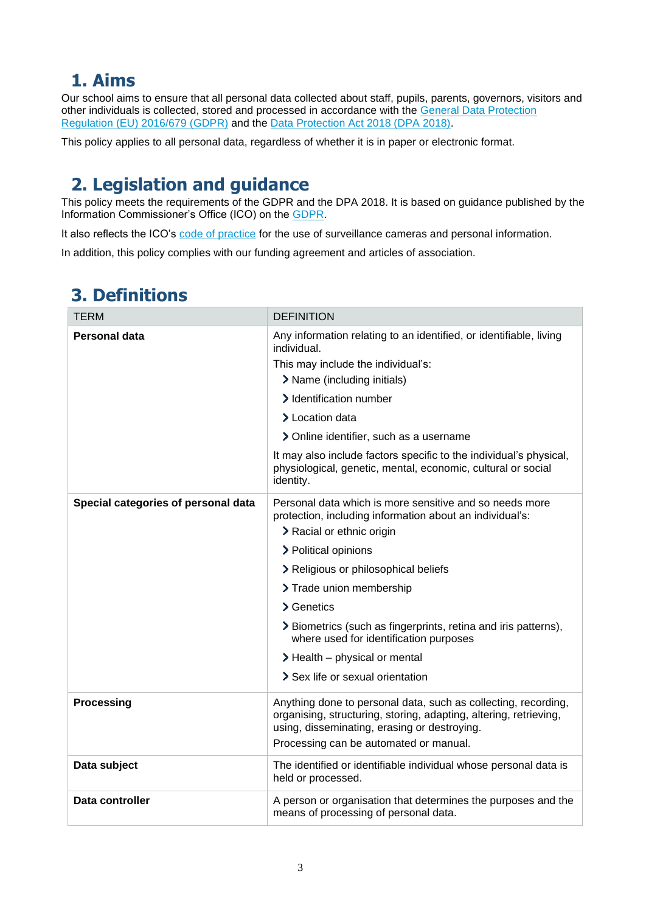## 1. Aims

Our school aims to ensure that all personal data collected about staff, pupils, parents, governors, visitors and other individuals is collected, stored and processed in accordance with the General Data Protection Regulation (EU) 2016/679 (GDPR) and the Data Protection Act 2018 (DPA 2018).

This policy applies to all personal data, regardless of whether it is in paper or electronic format.

## 2. Legislation and guidance

This policy meets the requirements of the GDPR and the DPA 2018. It is based on guidance published by the Information Commissioner's Office (ICO) on the GDPR.

It also reflects the ICO's code of practice for the use of surveillance cameras and personal information.

In addition, this policy complies with our funding agreement and articles of association.

## 3. Definitions

| TERM | DEFINITION |
|---|---|
| **Personal data** | Any information relating to an identified, or identifiable, living individual.<br>This may include the individual's:<br>› Name (including initials)<br>› Identification number<br>› Location data<br>› Online identifier, such as a username<br>It may also include factors specific to the individual's physical, physiological, genetic, mental, economic, cultural or social identity. |
| **Special categories of personal data** | Personal data which is more sensitive and so needs more protection, including information about an individual's:<br>› Racial or ethnic origin<br>› Political opinions<br>› Religious or philosophical beliefs<br>› Trade union membership<br>› Genetics<br>› Biometrics (such as fingerprints, retina and iris patterns), where used for identification purposes<br>› Health – physical or mental<br>› Sex life or sexual orientation |
| **Processing** | Anything done to personal data, such as collecting, recording, organising, structuring, storing, adapting, altering, retrieving, using, disseminating, erasing or destroying.<br>Processing can be automated or manual. |
| **Data subject** | The identified or identifiable individual whose personal data is held or processed. |
| **Data controller** | A person or organisation that determines the purposes and the means of processing of personal data. |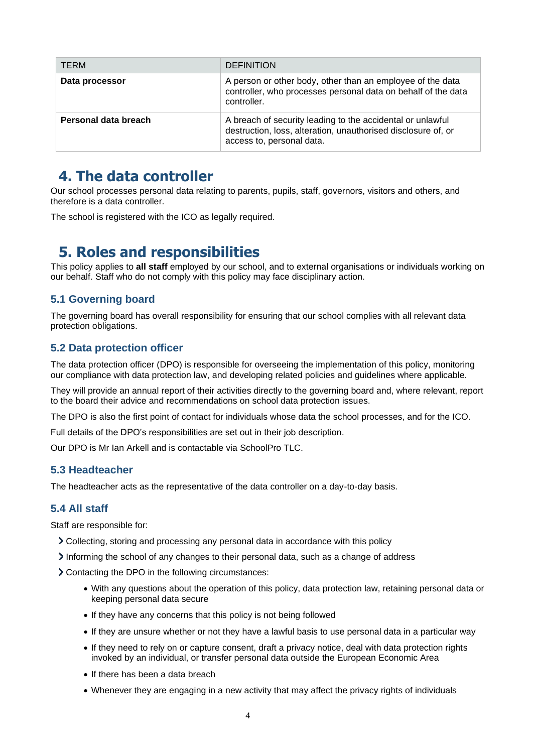| TERM | DEFINITION |
| --- | --- |
| **Data processor** | A person or other body, other than an employee of the data controller, who processes personal data on behalf of the data controller. |
| **Personal data breach** | A breach of security leading to the accidental or unlawful destruction, loss, alteration, unauthorised disclosure of, or access to, personal data. |

# 4. The data controller

Our school processes personal data relating to parents, pupils, staff, governors, visitors and others, and therefore is a data controller.

The school is registered with the ICO as legally required.

# 5. Roles and responsibilities

This policy applies to **all staff** employed by our school, and to external organisations or individuals working on our behalf. Staff who do not comply with this policy may face disciplinary action.

## 5.1 Governing board

The governing board has overall responsibility for ensuring that our school complies with all relevant data protection obligations.

## 5.2 Data protection officer

The data protection officer (DPO) is responsible for overseeing the implementation of this policy, monitoring our compliance with data protection law, and developing related policies and guidelines where applicable.

They will provide an annual report of their activities directly to the governing board and, where relevant, report to the board their advice and recommendations on school data protection issues.

The DPO is also the first point of contact for individuals whose data the school processes, and for the ICO.

Full details of the DPO's responsibilities are set out in their job description.

Our DPO is Mr Ian Arkell and is contactable via SchoolPro TLC.

## 5.3 Headteacher

The headteacher acts as the representative of the data controller on a day-to-day basis.

## 5.4 All staff

Staff are responsible for:

- Collecting, storing and processing any personal data in accordance with this policy
- Informing the school of any changes to their personal data, such as a change of address
- Contacting the DPO in the following circumstances:
    - With any questions about the operation of this policy, data protection law, retaining personal data or keeping personal data secure
    - If they have any concerns that this policy is not being followed
    - If they are unsure whether or not they have a lawful basis to use personal data in a particular way
    - If they need to rely on or capture consent, draft a privacy notice, deal with data protection rights invoked by an individual, or transfer personal data outside the European Economic Area
    - If there has been a data breach
    - Whenever they are engaging in a new activity that may affect the privacy rights of individuals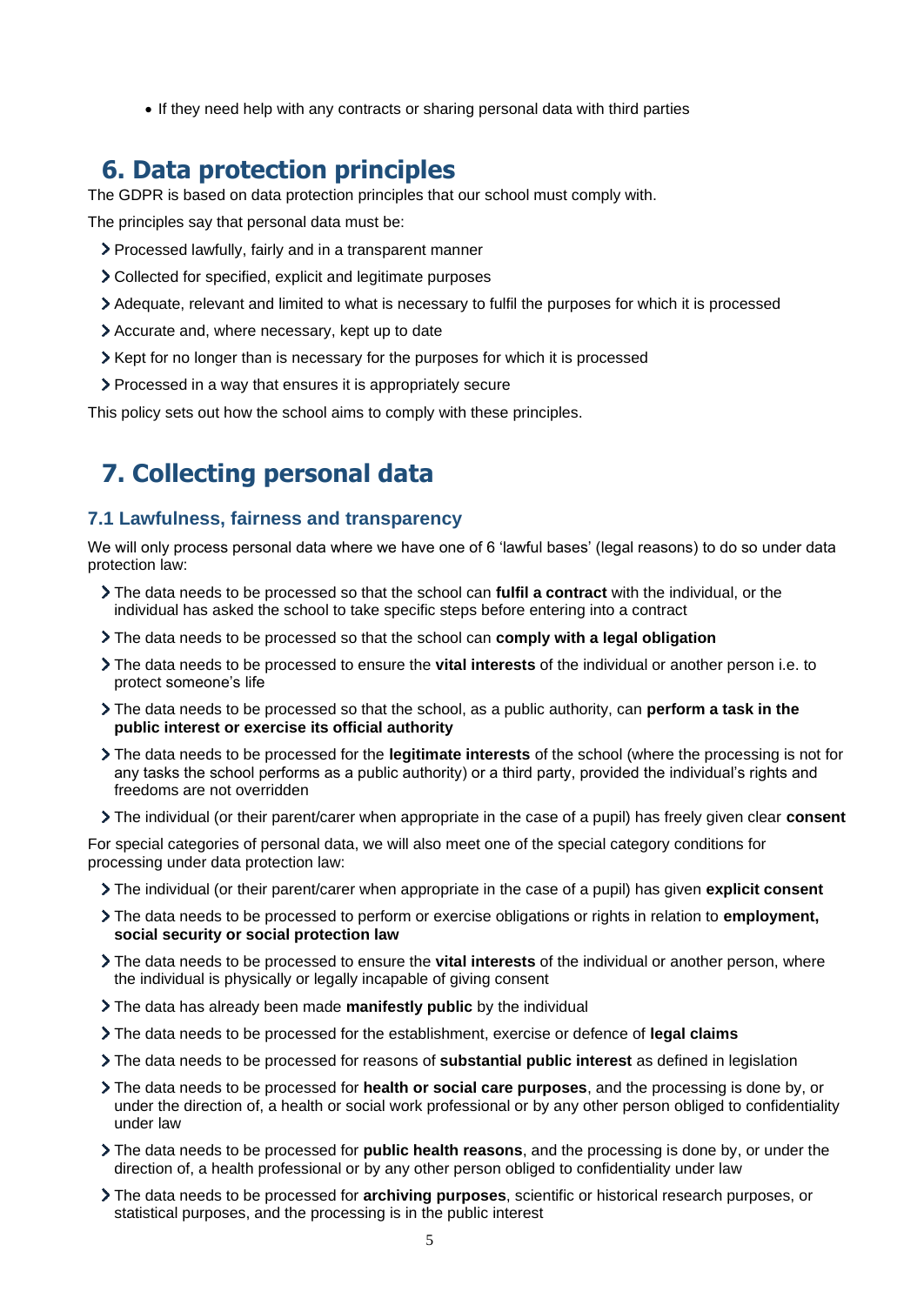- If they need help with any contracts or sharing personal data with third parties

# 6. Data protection principles

The GDPR is based on data protection principles that our school must comply with.

The principles say that personal data must be:

- Processed lawfully, fairly and in a transparent manner
- Collected for specified, explicit and legitimate purposes
- Adequate, relevant and limited to what is necessary to fulfil the purposes for which it is processed
- Accurate and, where necessary, kept up to date
- Kept for no longer than is necessary for the purposes for which it is processed
- Processed in a way that ensures it is appropriately secure

This policy sets out how the school aims to comply with these principles.

# 7. Collecting personal data

## 7.1 Lawfulness, fairness and transparency

We will only process personal data where we have one of 6 'lawful bases' (legal reasons) to do so under data protection law:

- The data needs to be processed so that the school can **fulfil a contract** with the individual, or the individual has asked the school to take specific steps before entering into a contract
- The data needs to be processed so that the school can **comply with a legal obligation**
- The data needs to be processed to ensure the **vital interests** of the individual or another person i.e. to protect someone's life
- The data needs to be processed so that the school, as a public authority, can **perform a task in the public interest or exercise its official authority**
- The data needs to be processed for the **legitimate interests** of the school (where the processing is not for any tasks the school performs as a public authority) or a third party, provided the individual's rights and freedoms are not overridden
- The individual (or their parent/carer when appropriate in the case of a pupil) has freely given clear **consent**

For special categories of personal data, we will also meet one of the special category conditions for processing under data protection law:

- The individual (or their parent/carer when appropriate in the case of a pupil) has given **explicit consent**
- The data needs to be processed to perform or exercise obligations or rights in relation to **employment, social security or social protection law**
- The data needs to be processed to ensure the **vital interests** of the individual or another person, where the individual is physically or legally incapable of giving consent
- The data has already been made **manifestly public** by the individual
- The data needs to be processed for the establishment, exercise or defence of **legal claims**
- The data needs to be processed for reasons of **substantial public interest** as defined in legislation
- The data needs to be processed for **health or social care purposes**, and the processing is done by, or under the direction of, a health or social work professional or by any other person obliged to confidentiality under law
- The data needs to be processed for **public health reasons**, and the processing is done by, or under the direction of, a health professional or by any other person obliged to confidentiality under law
- The data needs to be processed for **archiving purposes**, scientific or historical research purposes, or statistical purposes, and the processing is in the public interest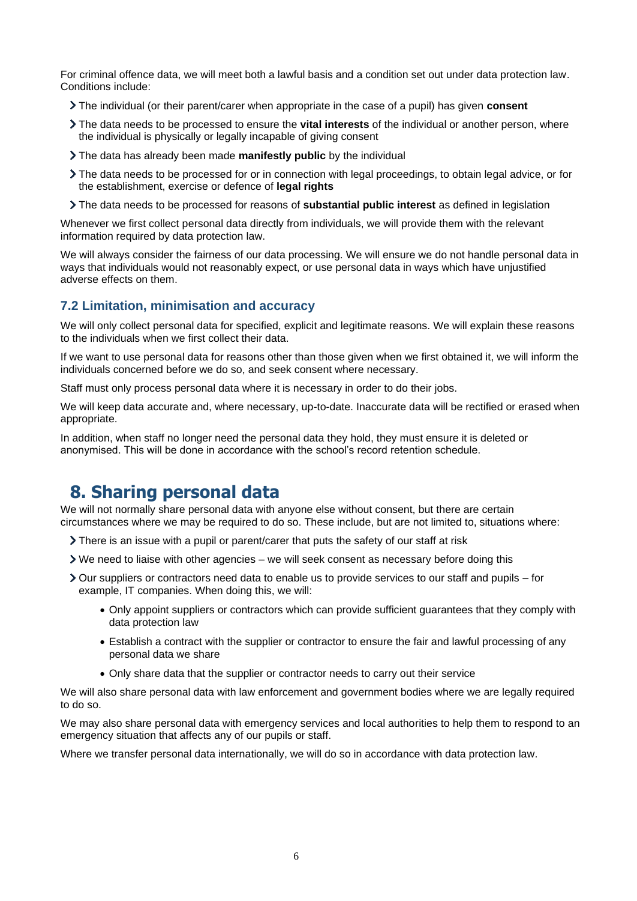For criminal offence data, we will meet both a lawful basis and a condition set out under data protection law. Conditions include:

- The individual (or their parent/carer when appropriate in the case of a pupil) has given **consent**
- The data needs to be processed to ensure the **vital interests** of the individual or another person, where the individual is physically or legally incapable of giving consent
- The data has already been made **manifestly public** by the individual
- The data needs to be processed for or in connection with legal proceedings, to obtain legal advice, or for the establishment, exercise or defence of **legal rights**
- The data needs to be processed for reasons of **substantial public interest** as defined in legislation

Whenever we first collect personal data directly from individuals, we will provide them with the relevant information required by data protection law.

We will always consider the fairness of our data processing. We will ensure we do not handle personal data in ways that individuals would not reasonably expect, or use personal data in ways which have unjustified adverse effects on them.

### 7.2 Limitation, minimisation and accuracy

We will only collect personal data for specified, explicit and legitimate reasons. We will explain these reasons to the individuals when we first collect their data.

If we want to use personal data for reasons other than those given when we first obtained it, we will inform the individuals concerned before we do so, and seek consent where necessary.

Staff must only process personal data where it is necessary in order to do their jobs.

We will keep data accurate and, where necessary, up-to-date. Inaccurate data will be rectified or erased when appropriate.

In addition, when staff no longer need the personal data they hold, they must ensure it is deleted or anonymised. This will be done in accordance with the school's record retention schedule.

## 8. Sharing personal data

We will not normally share personal data with anyone else without consent, but there are certain circumstances where we may be required to do so. These include, but are not limited to, situations where:

- There is an issue with a pupil or parent/carer that puts the safety of our staff at risk
- We need to liaise with other agencies – we will seek consent as necessary before doing this
- Our suppliers or contractors need data to enable us to provide services to our staff and pupils – for example, IT companies. When doing this, we will:
  - Only appoint suppliers or contractors which can provide sufficient guarantees that they comply with data protection law
  - Establish a contract with the supplier or contractor to ensure the fair and lawful processing of any personal data we share
  - Only share data that the supplier or contractor needs to carry out their service

We will also share personal data with law enforcement and government bodies where we are legally required to do so.

We may also share personal data with emergency services and local authorities to help them to respond to an emergency situation that affects any of our pupils or staff.

Where we transfer personal data internationally, we will do so in accordance with data protection law.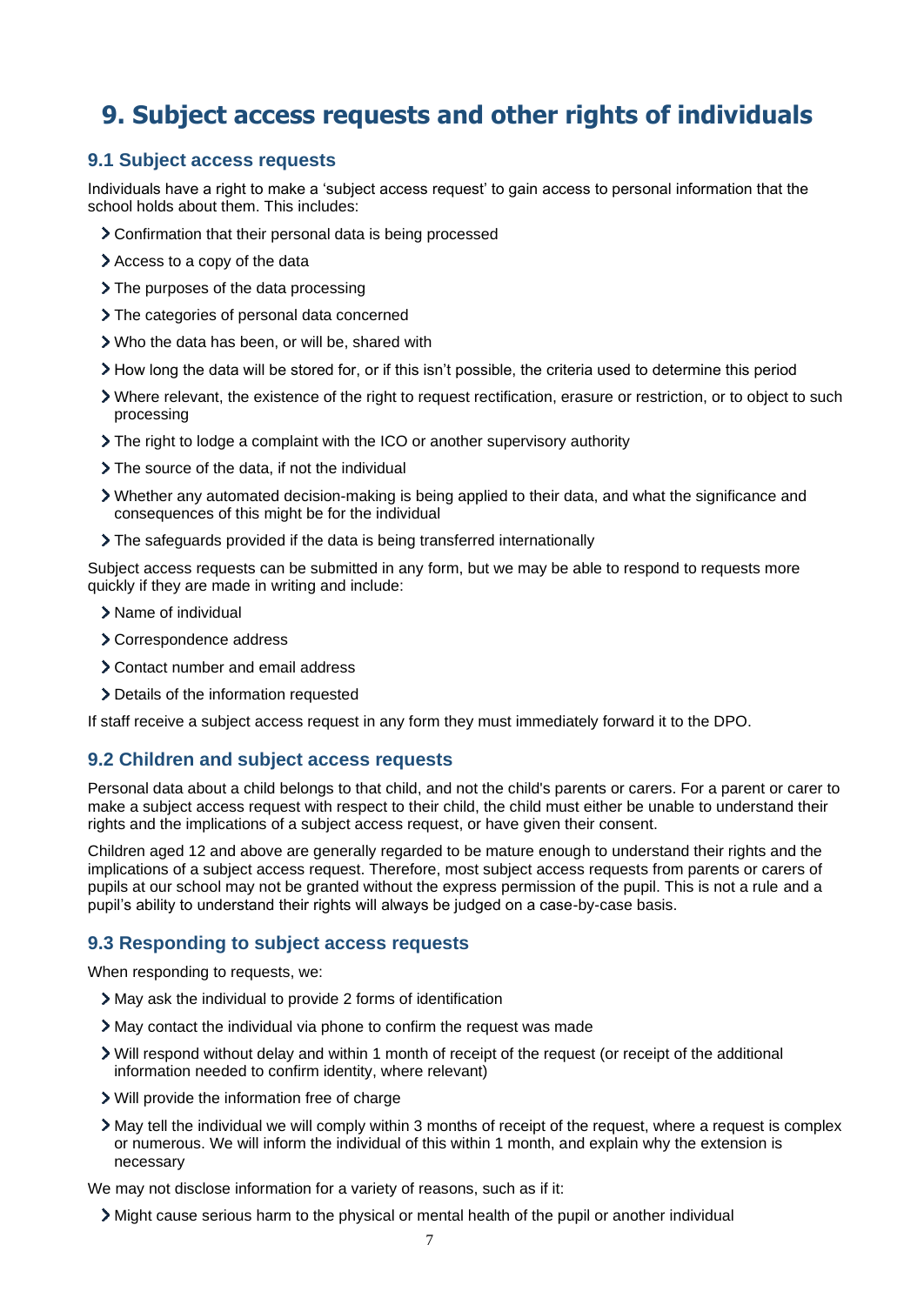# 9. Subject access requests and other rights of individuals

## 9.1 Subject access requests

Individuals have a right to make a 'subject access request' to gain access to personal information that the school holds about them. This includes:

- Confirmation that their personal data is being processed
- Access to a copy of the data
- The purposes of the data processing
- The categories of personal data concerned
- Who the data has been, or will be, shared with
- How long the data will be stored for, or if this isn't possible, the criteria used to determine this period
- Where relevant, the existence of the right to request rectification, erasure or restriction, or to object to such processing
- The right to lodge a complaint with the ICO or another supervisory authority
- The source of the data, if not the individual
- Whether any automated decision-making is being applied to their data, and what the significance and consequences of this might be for the individual
- The safeguards provided if the data is being transferred internationally

Subject access requests can be submitted in any form, but we may be able to respond to requests more quickly if they are made in writing and include:

- Name of individual
- Correspondence address
- Contact number and email address
- Details of the information requested

If staff receive a subject access request in any form they must immediately forward it to the DPO.

## 9.2 Children and subject access requests

Personal data about a child belongs to that child, and not the child's parents or carers. For a parent or carer to make a subject access request with respect to their child, the child must either be unable to understand their rights and the implications of a subject access request, or have given their consent.

Children aged 12 and above are generally regarded to be mature enough to understand their rights and the implications of a subject access request. Therefore, most subject access requests from parents or carers of pupils at our school may not be granted without the express permission of the pupil. This is not a rule and a pupil's ability to understand their rights will always be judged on a case-by-case basis.

## 9.3 Responding to subject access requests

When responding to requests, we:

- May ask the individual to provide 2 forms of identification
- May contact the individual via phone to confirm the request was made
- Will respond without delay and within 1 month of receipt of the request (or receipt of the additional information needed to confirm identity, where relevant)
- Will provide the information free of charge
- May tell the individual we will comply within 3 months of receipt of the request, where a request is complex or numerous. We will inform the individual of this within 1 month, and explain why the extension is necessary

We may not disclose information for a variety of reasons, such as if it:

- Might cause serious harm to the physical or mental health of the pupil or another individual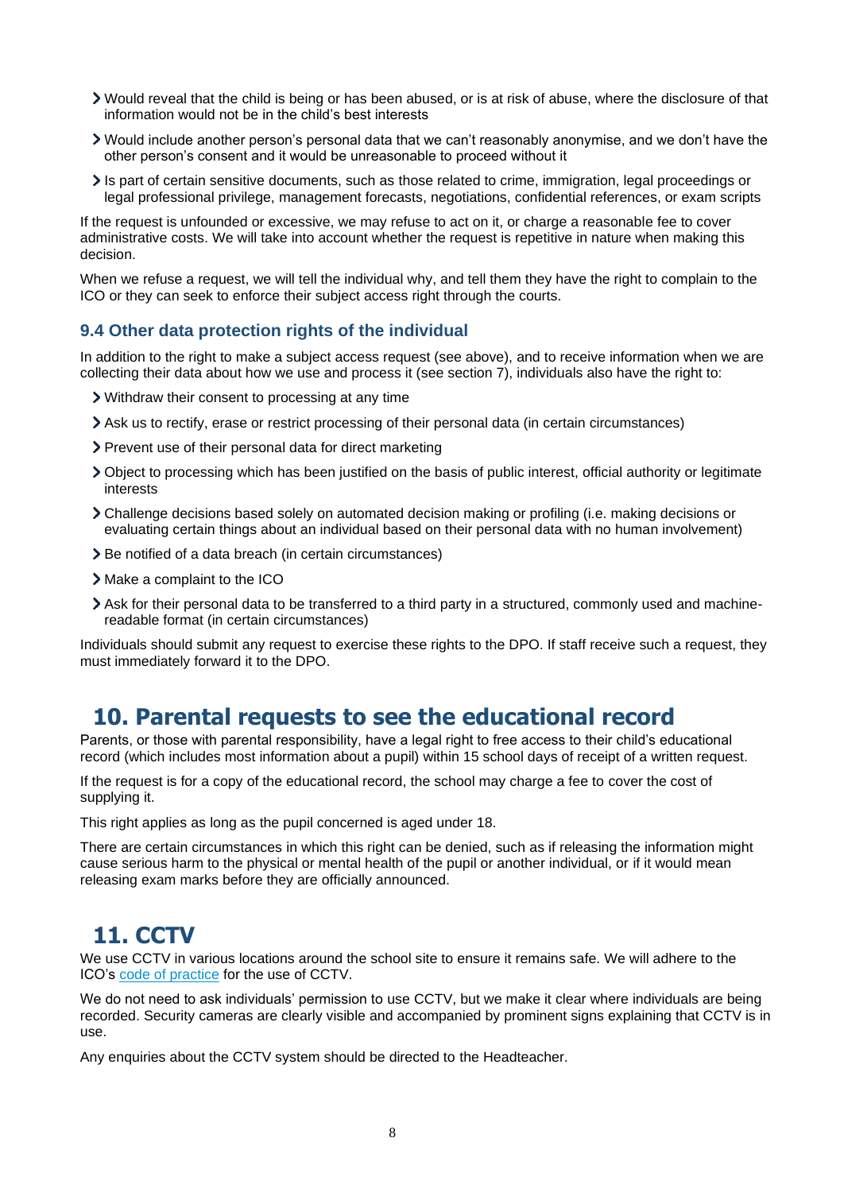- Would reveal that the child is being or has been abused, or is at risk of abuse, where the disclosure of that information would not be in the child's best interests
- Would include another person's personal data that we can't reasonably anonymise, and we don't have the other person's consent and it would be unreasonable to proceed without it
- Is part of certain sensitive documents, such as those related to crime, immigration, legal proceedings or legal professional privilege, management forecasts, negotiations, confidential references, or exam scripts

If the request is unfounded or excessive, we may refuse to act on it, or charge a reasonable fee to cover administrative costs. We will take into account whether the request is repetitive in nature when making this decision.

When we refuse a request, we will tell the individual why, and tell them they have the right to complain to the ICO or they can seek to enforce their subject access right through the courts.

### 9.4 Other data protection rights of the individual

In addition to the right to make a subject access request (see above), and to receive information when we are collecting their data about how we use and process it (see section 7), individuals also have the right to:

- Withdraw their consent to processing at any time
- Ask us to rectify, erase or restrict processing of their personal data (in certain circumstances)
- Prevent use of their personal data for direct marketing
- Object to processing which has been justified on the basis of public interest, official authority or legitimate interests
- Challenge decisions based solely on automated decision making or profiling (i.e. making decisions or evaluating certain things about an individual based on their personal data with no human involvement)
- Be notified of a data breach (in certain circumstances)
- Make a complaint to the ICO
- Ask for their personal data to be transferred to a third party in a structured, commonly used and machine-readable format (in certain circumstances)

Individuals should submit any request to exercise these rights to the DPO. If staff receive such a request, they must immediately forward it to the DPO.

## 10. Parental requests to see the educational record

Parents, or those with parental responsibility, have a legal right to free access to their child's educational record (which includes most information about a pupil) within 15 school days of receipt of a written request.

If the request is for a copy of the educational record, the school may charge a fee to cover the cost of supplying it.

This right applies as long as the pupil concerned is aged under 18.

There are certain circumstances in which this right can be denied, such as if releasing the information might cause serious harm to the physical or mental health of the pupil or another individual, or if it would mean releasing exam marks before they are officially announced.

## 11. CCTV

We use CCTV in various locations around the school site to ensure it remains safe. We will adhere to the ICO's code of practice for the use of CCTV.

We do not need to ask individuals' permission to use CCTV, but we make it clear where individuals are being recorded. Security cameras are clearly visible and accompanied by prominent signs explaining that CCTV is in use.

Any enquiries about the CCTV system should be directed to the Headteacher.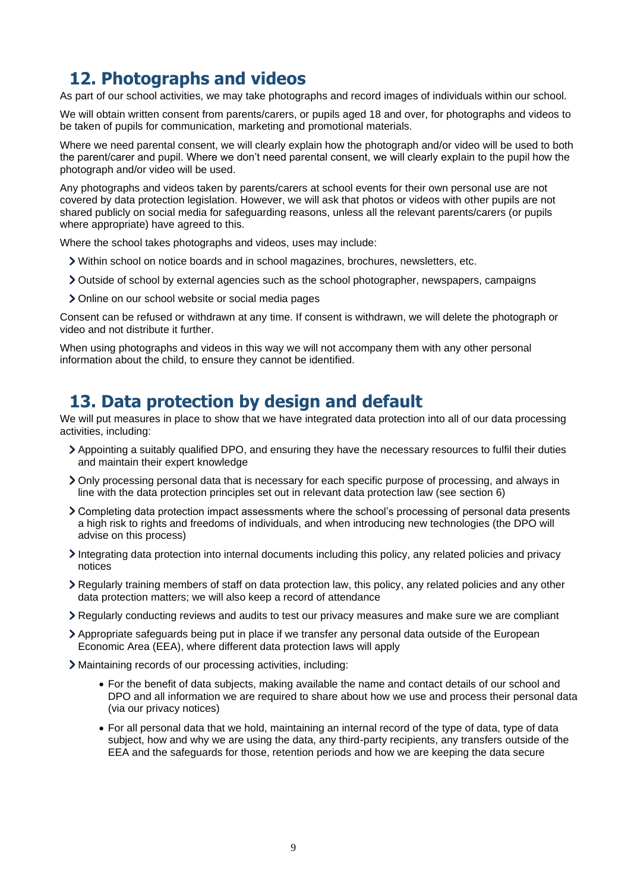## 12. Photographs and videos

As part of our school activities, we may take photographs and record images of individuals within our school.

We will obtain written consent from parents/carers, or pupils aged 18 and over, for photographs and videos to be taken of pupils for communication, marketing and promotional materials.

Where we need parental consent, we will clearly explain how the photograph and/or video will be used to both the parent/carer and pupil. Where we don't need parental consent, we will clearly explain to the pupil how the photograph and/or video will be used.

Any photographs and videos taken by parents/carers at school events for their own personal use are not covered by data protection legislation. However, we will ask that photos or videos with other pupils are not shared publicly on social media for safeguarding reasons, unless all the relevant parents/carers (or pupils where appropriate) have agreed to this.

Where the school takes photographs and videos, uses may include:

- Within school on notice boards and in school magazines, brochures, newsletters, etc.
- Outside of school by external agencies such as the school photographer, newspapers, campaigns
- Online on our school website or social media pages

Consent can be refused or withdrawn at any time. If consent is withdrawn, we will delete the photograph or video and not distribute it further.

When using photographs and videos in this way we will not accompany them with any other personal information about the child, to ensure they cannot be identified.

## 13. Data protection by design and default

We will put measures in place to show that we have integrated data protection into all of our data processing activities, including:

- Appointing a suitably qualified DPO, and ensuring they have the necessary resources to fulfil their duties and maintain their expert knowledge
- Only processing personal data that is necessary for each specific purpose of processing, and always in line with the data protection principles set out in relevant data protection law (see section 6)
- Completing data protection impact assessments where the school's processing of personal data presents a high risk to rights and freedoms of individuals, and when introducing new technologies (the DPO will advise on this process)
- Integrating data protection into internal documents including this policy, any related policies and privacy notices
- Regularly training members of staff on data protection law, this policy, any related policies and any other data protection matters; we will also keep a record of attendance
- Regularly conducting reviews and audits to test our privacy measures and make sure we are compliant
- Appropriate safeguards being put in place if we transfer any personal data outside of the European Economic Area (EEA), where different data protection laws will apply
- Maintaining records of our processing activities, including:
  - For the benefit of data subjects, making available the name and contact details of our school and DPO and all information we are required to share about how we use and process their personal data (via our privacy notices)
  - For all personal data that we hold, maintaining an internal record of the type of data, type of data subject, how and why we are using the data, any third-party recipients, any transfers outside of the EEA and the safeguards for those, retention periods and how we are keeping the data secure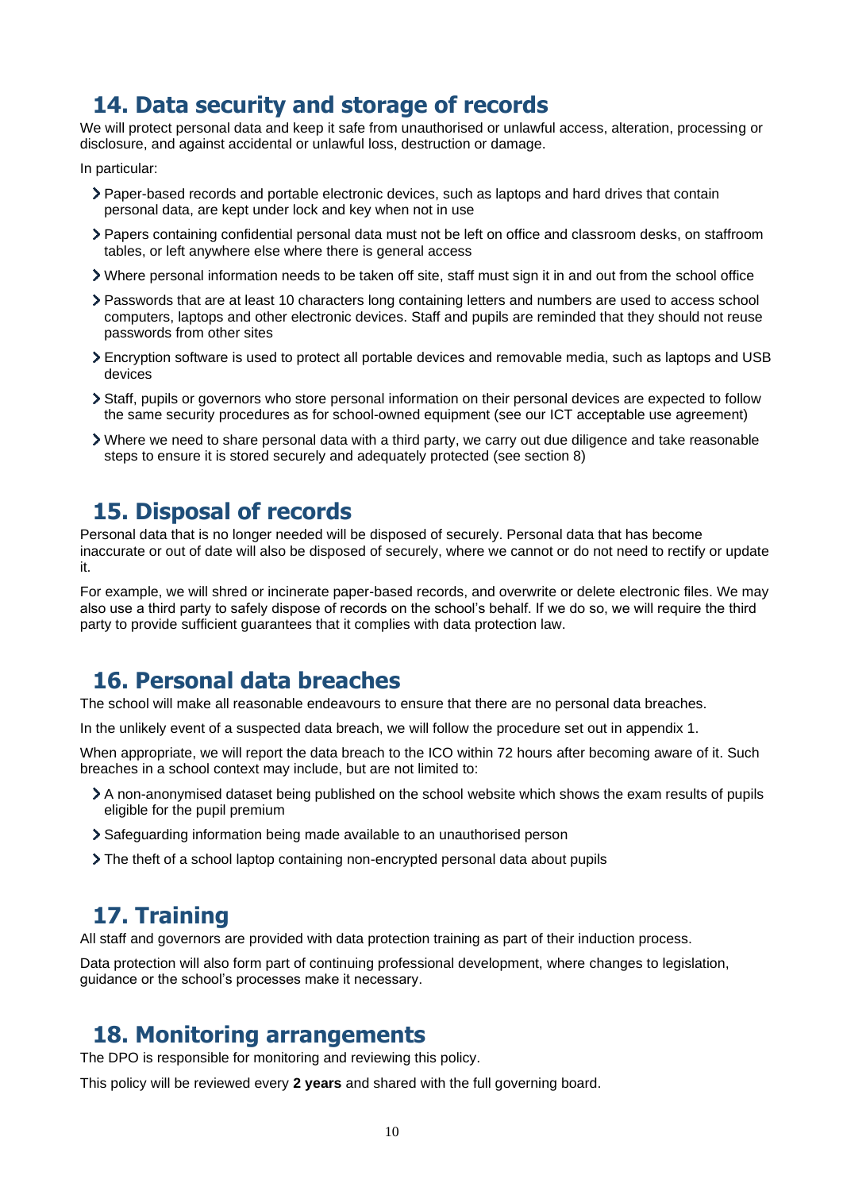## 14. Data security and storage of records

We will protect personal data and keep it safe from unauthorised or unlawful access, alteration, processing or disclosure, and against accidental or unlawful loss, destruction or damage.

In particular:

- Paper-based records and portable electronic devices, such as laptops and hard drives that contain personal data, are kept under lock and key when not in use
- Papers containing confidential personal data must not be left on office and classroom desks, on staffroom tables, or left anywhere else where there is general access
- Where personal information needs to be taken off site, staff must sign it in and out from the school office
- Passwords that are at least 10 characters long containing letters and numbers are used to access school computers, laptops and other electronic devices. Staff and pupils are reminded that they should not reuse passwords from other sites
- Encryption software is used to protect all portable devices and removable media, such as laptops and USB devices
- Staff, pupils or governors who store personal information on their personal devices are expected to follow the same security procedures as for school-owned equipment (see our ICT acceptable use agreement)
- Where we need to share personal data with a third party, we carry out due diligence and take reasonable steps to ensure it is stored securely and adequately protected (see section 8)

## 15. Disposal of records

Personal data that is no longer needed will be disposed of securely. Personal data that has become inaccurate or out of date will also be disposed of securely, where we cannot or do not need to rectify or update it.

For example, we will shred or incinerate paper-based records, and overwrite or delete electronic files. We may also use a third party to safely dispose of records on the school's behalf. If we do so, we will require the third party to provide sufficient guarantees that it complies with data protection law.

## 16. Personal data breaches

The school will make all reasonable endeavours to ensure that there are no personal data breaches.

In the unlikely event of a suspected data breach, we will follow the procedure set out in appendix 1.

When appropriate, we will report the data breach to the ICO within 72 hours after becoming aware of it. Such breaches in a school context may include, but are not limited to:

- A non-anonymised dataset being published on the school website which shows the exam results of pupils eligible for the pupil premium
- Safeguarding information being made available to an unauthorised person
- The theft of a school laptop containing non-encrypted personal data about pupils

## 17. Training

All staff and governors are provided with data protection training as part of their induction process.

Data protection will also form part of continuing professional development, where changes to legislation, guidance or the school's processes make it necessary.

## 18. Monitoring arrangements

The DPO is responsible for monitoring and reviewing this policy.

This policy will be reviewed every **2 years** and shared with the full governing board.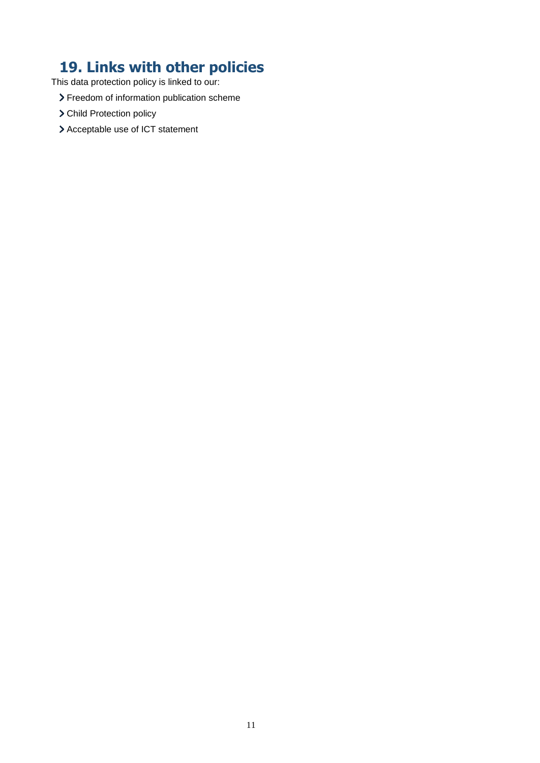## 19. Links with other policies

This data protection policy is linked to our:

- Freedom of information publication scheme
- Child Protection policy
- Acceptable use of ICT statement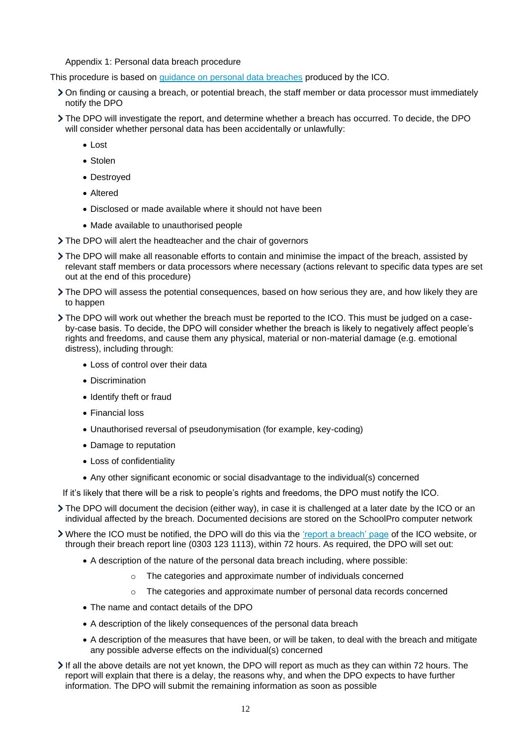# Appendix 1: Personal data breach procedure

This procedure is based on [guidance on personal data breaches](#) produced by the ICO.

- On finding or causing a breach, or potential breach, the staff member or data processor must immediately notify the DPO
- The DPO will investigate the report, and determine whether a breach has occurred. To decide, the DPO will consider whether personal data has been accidentally or unlawfully:
  - Lost
  - Stolen
  - Destroyed
  - Altered
  - Disclosed or made available where it should not have been
  - Made available to unauthorised people
- The DPO will alert the headteacher and the chair of governors
- The DPO will make all reasonable efforts to contain and minimise the impact of the breach, assisted by relevant staff members or data processors where necessary (actions relevant to specific data types are set out at the end of this procedure)
- The DPO will assess the potential consequences, based on how serious they are, and how likely they are to happen
- The DPO will work out whether the breach must be reported to the ICO. This must be judged on a case-by-case basis. To decide, the DPO will consider whether the breach is likely to negatively affect people's rights and freedoms, and cause them any physical, material or non-material damage (e.g. emotional distress), including through:
  - Loss of control over their data
  - Discrimination
  - Identify theft or fraud
  - Financial loss
  - Unauthorised reversal of pseudonymisation (for example, key-coding)
  - Damage to reputation
  - Loss of confidentiality
  - Any other significant economic or social disadvantage to the individual(s) concerned

  If it's likely that there will be a risk to people's rights and freedoms, the DPO must notify the ICO.
- The DPO will document the decision (either way), in case it is challenged at a later date by the ICO or an individual affected by the breach. Documented decisions are stored on the SchoolPro computer network
- Where the ICO must be notified, the DPO will do this via the ['report a breach' page](#) of the ICO website, or through their breach report line (0303 123 1113), within 72 hours. As required, the DPO will set out:
  - A description of the nature of the personal data breach including, where possible:
    - The categories and approximate number of individuals concerned
    - The categories and approximate number of personal data records concerned
  - The name and contact details of the DPO
  - A description of the likely consequences of the personal data breach
  - A description of the measures that have been, or will be taken, to deal with the breach and mitigate any possible adverse effects on the individual(s) concerned
- If all the above details are not yet known, the DPO will report as much as they can within 72 hours. The report will explain that there is a delay, the reasons why, and when the DPO expects to have further information. The DPO will submit the remaining information as soon as possible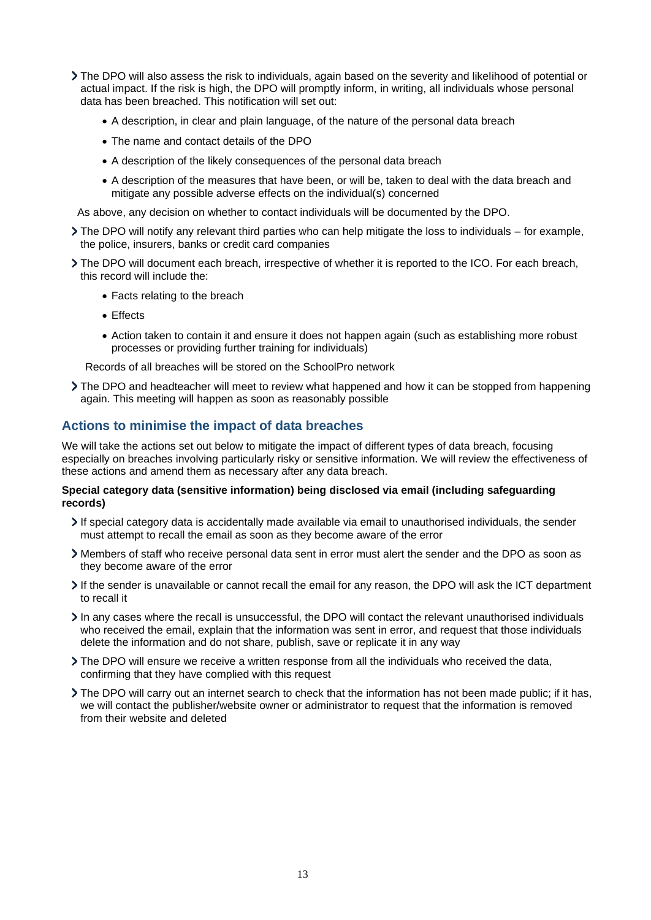- The DPO will also assess the risk to individuals, again based on the severity and likelihood of potential or actual impact. If the risk is high, the DPO will promptly inform, in writing, all individuals whose personal data has been breached. This notification will set out:
  - A description, in clear and plain language, of the nature of the personal data breach
  - The name and contact details of the DPO
  - A description of the likely consequences of the personal data breach
  - A description of the measures that have been, or will be, taken to deal with the data breach and mitigate any possible adverse effects on the individual(s) concerned

  As above, any decision on whether to contact individuals will be documented by the DPO.
- The DPO will notify any relevant third parties who can help mitigate the loss to individuals – for example, the police, insurers, banks or credit card companies
- The DPO will document each breach, irrespective of whether it is reported to the ICO. For each breach, this record will include the:
  - Facts relating to the breach
  - Effects
  - Action taken to contain it and ensure it does not happen again (such as establishing more robust processes or providing further training for individuals)

  Records of all breaches will be stored on the SchoolPro network
- The DPO and headteacher will meet to review what happened and how it can be stopped from happening again. This meeting will happen as soon as reasonably possible

## Actions to minimise the impact of data breaches

We will take the actions set out below to mitigate the impact of different types of data breach, focusing especially on breaches involving particularly risky or sensitive information. We will review the effectiveness of these actions and amend them as necessary after any data breach.

**Special category data (sensitive information) being disclosed via email (including safeguarding records)**

- If special category data is accidentally made available via email to unauthorised individuals, the sender must attempt to recall the email as soon as they become aware of the error
- Members of staff who receive personal data sent in error must alert the sender and the DPO as soon as they become aware of the error
- If the sender is unavailable or cannot recall the email for any reason, the DPO will ask the ICT department to recall it
- In any cases where the recall is unsuccessful, the DPO will contact the relevant unauthorised individuals who received the email, explain that the information was sent in error, and request that those individuals delete the information and do not share, publish, save or replicate it in any way
- The DPO will ensure we receive a written response from all the individuals who received the data, confirming that they have complied with this request
- The DPO will carry out an internet search to check that the information has not been made public; if it has, we will contact the publisher/website owner or administrator to request that the information is removed from their website and deleted